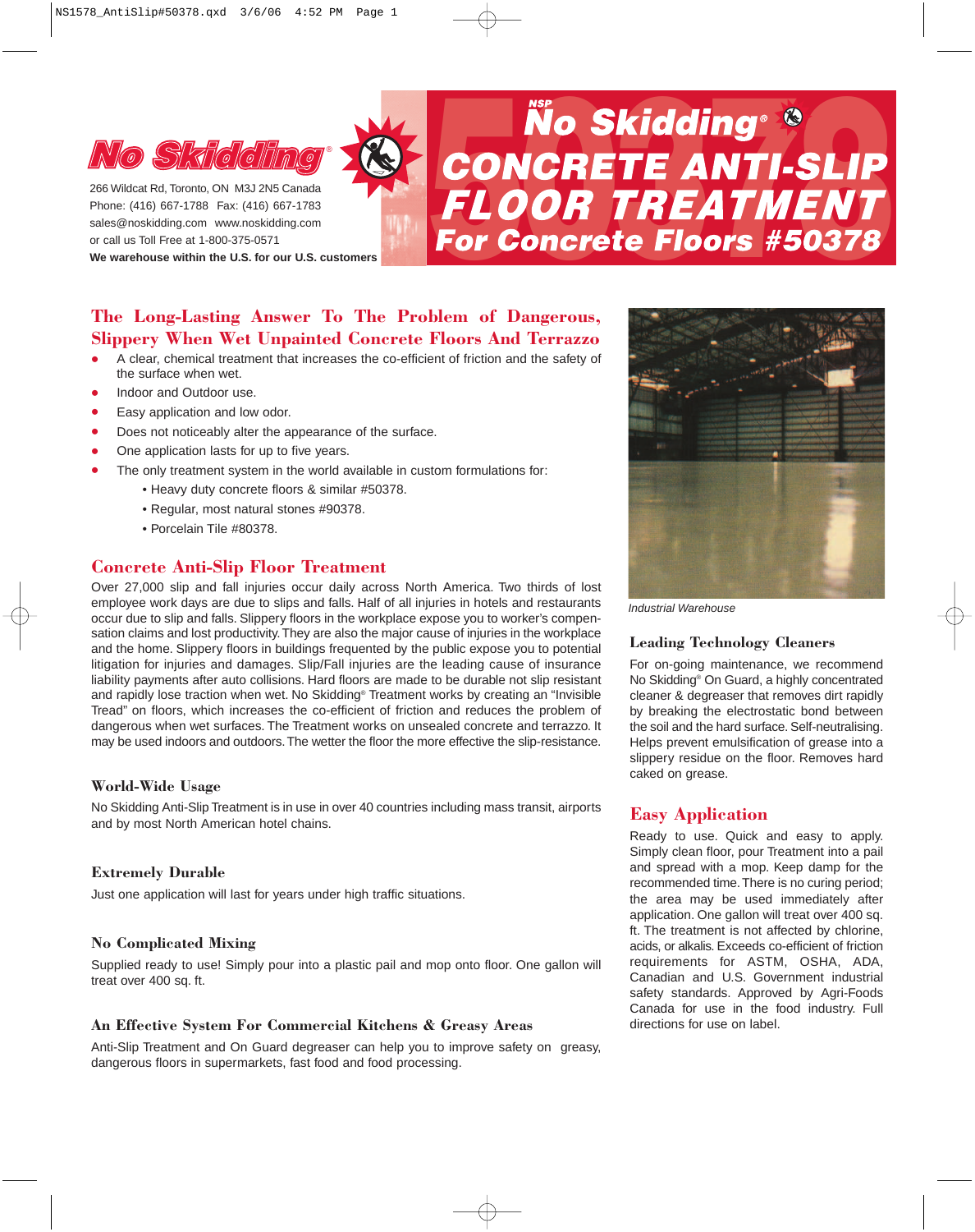# No Skidding®

266 Wildcat Rd, Toronto, ON M3J 2N5 Canada
Phone: (416) 667-1788 Fax: (416) 667-1783
sales@noskidding.com www.noskidding.com
or call us Toll Free at 1-800-375-0571
**We warehouse within the U.S. for our U.S. customers**

# NSP No Skidding® CONCRETE ANTI-SLIP FLOOR TREATMENT
## For Concrete Floors #50378

## The Long-Lasting Answer To The Problem of Dangerous, Slippery When Wet Unpainted Concrete Floors And Terrazzo

- A clear, chemical treatment that increases the co-efficient of friction and the safety of the surface when wet.
- Indoor and Outdoor use.
- Easy application and low odor.
- Does not noticeably alter the appearance of the surface.
- One application lasts for up to five years.
- The only treatment system in the world available in custom formulations for:
  - Heavy duty concrete floors & similar #50378.
  - Regular, most natural stones #90378.
  - Porcelain Tile #80378.

## Concrete Anti-Slip Floor Treatment

Over 27,000 slip and fall injuries occur daily across North America. Two thirds of lost employee work days are due to slips and falls. Half of all injuries in hotels and restaurants occur due to slip and falls. Slippery floors in the workplace expose you to worker's compensation claims and lost productivity. They are also the major cause of injuries in the workplace and the home. Slippery floors in buildings frequented by the public expose you to potential litigation for injuries and damages. Slip/Fall injuries are the leading cause of insurance liability payments after auto collisions. Hard floors are made to be durable not slip resistant and rapidly lose traction when wet. No Skidding® Treatment works by creating an "Invisible Tread" on floors, which increases the co-efficient of friction and reduces the problem of dangerous when wet surfaces. The Treatment works on unsealed concrete and terrazzo. It may be used indoors and outdoors. The wetter the floor the more effective the slip-resistance.

### World-Wide Usage

No Skidding Anti-Slip Treatment is in use in over 40 countries including mass transit, airports and by most North American hotel chains.

### Extremely Durable

Just one application will last for years under high traffic situations.

### No Complicated Mixing

Supplied ready to use! Simply pour into a plastic pail and mop onto floor. One gallon will treat over 400 sq. ft.

### An Effective System For Commercial Kitchens & Greasy Areas

Anti-Slip Treatment and On Guard degreaser can help you to improve safety on greasy, dangerous floors in supermarkets, fast food and food processing.

*Industrial Warehouse*

### Leading Technology Cleaners

For on-going maintenance, we recommend No Skidding® On Guard, a highly concentrated cleaner & degreaser that removes dirt rapidly by breaking the electrostatic bond between the soil and the hard surface. Self-neutralising. Helps prevent emulsification of grease into a slippery residue on the floor. Removes hard caked on grease.

## Easy Application

Ready to use. Quick and easy to apply. Simply clean floor, pour Treatment into a pail and spread with a mop. Keep damp for the recommended time. There is no curing period; the area may be used immediately after application. One gallon will treat over 400 sq. ft. The treatment is not affected by chlorine, acids, or alkalis. Exceeds co-efficient of friction requirements for ASTM, OSHA, ADA, Canadian and U.S. Government industrial safety standards. Approved by Agri-Foods Canada for use in the food industry. Full directions for use on label.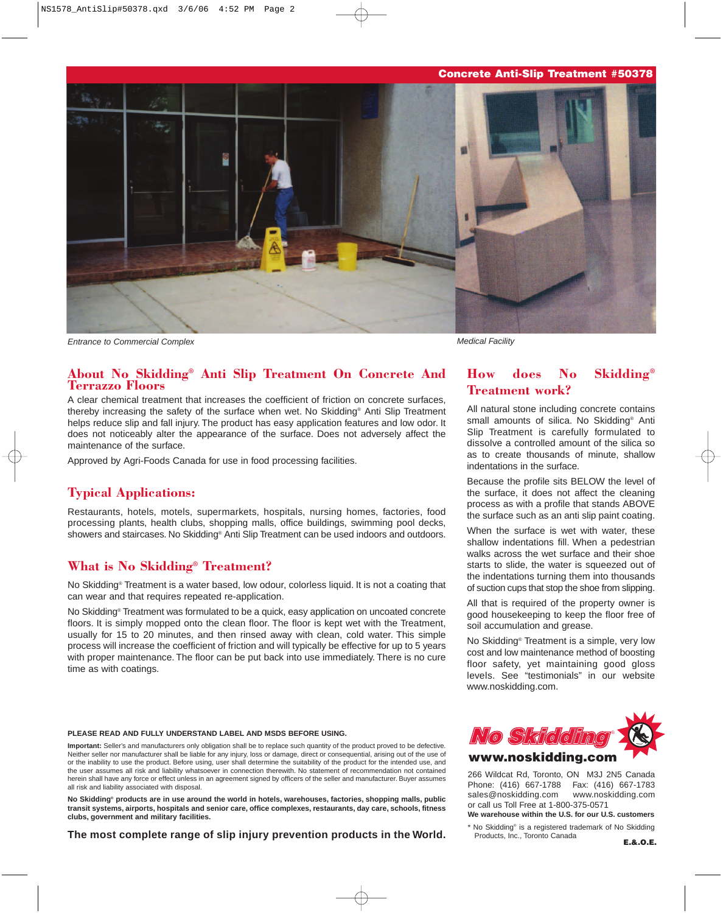## Concrete Anti-Slip Treatment #50378

*Entrance to Commercial Complex*

*Medical Facility*

## About No Skidding® Anti Slip Treatment On Concrete And Terrazzo Floors

A clear chemical treatment that increases the coefficient of friction on concrete surfaces, thereby increasing the safety of the surface when wet. No Skidding® Anti Slip Treatment helps reduce slip and fall injury. The product has easy application features and low odor. It does not noticeably alter the appearance of the surface. Does not adversely affect the maintenance of the surface.

Approved by Agri-Foods Canada for use in food processing facilities.

## Typical Applications:

Restaurants, hotels, motels, supermarkets, hospitals, nursing homes, factories, food processing plants, health clubs, shopping malls, office buildings, swimming pool decks, showers and staircases. No Skidding® Anti Slip Treatment can be used indoors and outdoors.

## What is No Skidding® Treatment?

No Skidding® Treatment is a water based, low odour, colorless liquid. It is not a coating that can wear and that requires repeated re-application.

No Skidding® Treatment was formulated to be a quick, easy application on uncoated concrete floors. It is simply mopped onto the clean floor. The floor is kept wet with the Treatment, usually for 15 to 20 minutes, and then rinsed away with clean, cold water. This simple process will increase the coefficient of friction and will typically be effective for up to 5 years with proper maintenance. The floor can be put back into use immediately. There is no cure time as with coatings.

## How does No Skidding® Treatment work?

All natural stone including concrete contains small amounts of silica. No Skidding® Anti Slip Treatment is carefully formulated to dissolve a controlled amount of the silica so as to create thousands of minute, shallow indentations in the surface.

Because the profile sits BELOW the level of the surface, it does not affect the cleaning process as with a profile that stands ABOVE the surface such as an anti slip paint coating.

When the surface is wet with water, these shallow indentations fill. When a pedestrian walks across the wet surface and their shoe starts to slide, the water is squeezed out of the indentations turning them into thousands of suction cups that stop the shoe from slipping.

All that is required of the property owner is good housekeeping to keep the floor free of soil accumulation and grease.

No Skidding® Treatment is a simple, very low cost and low maintenance method of boosting floor safety, yet maintaining good gloss levels. See "testimonials" in our website www.noskidding.com.

**PLEASE READ AND FULLY UNDERSTAND LABEL AND MSDS BEFORE USING.**

**Important:** Seller's and manufacturers only obligation shall be to replace such quantity of the product proved to be defective. Neither seller nor manufacturer shall be liable for any injury, loss or damage, direct or consequential, arising out of the use of or the inability to use the product. Before using, user shall determine the suitability of the product for the intended use, and the user assumes all risk and liability whatsoever in connection therewith. No statement of recommendation not contained herein shall have any force or effect unless in an agreement signed by officers of the seller and manufacturer. Buyer assumes all risk and liability associated with disposal.

**No Skidding® products are in use around the world in hotels, warehouses, factories, shopping malls, public transit systems, airports, hospitals and senior care, office complexes, restaurants, day care, schools, fitness clubs, government and military facilities.**

**The most complete range of slip injury prevention products in the World.**

**No Skidding®**

**www.noskidding.com**

266 Wildcat Rd, Toronto, ON M3J 2N5 Canada
Phone: (416) 667-1788 Fax: (416) 667-1783
sales@noskidding.com www.noskidding.com
or call us Toll Free at 1-800-375-0571
**We warehouse within the U.S. for our U.S. customers**

\* No Skidding® is a registered trademark of No Skidding Products, Inc., Toronto Canada

**E.&.O.E.**